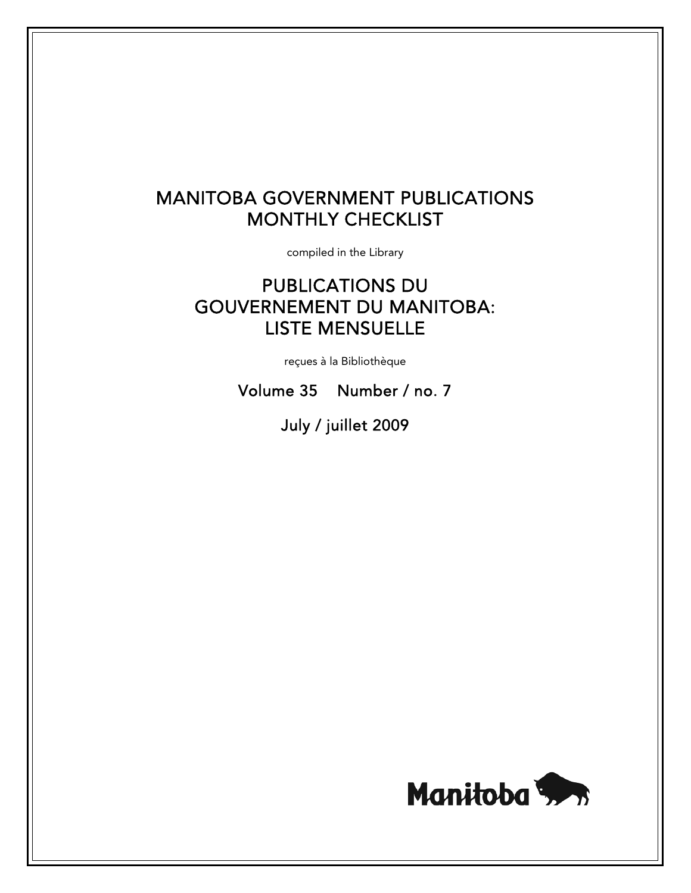# MANITOBA GOVERNMENT PUBLICATIONS MONTHLY CHECKLIST

compiled in the Library

# PUBLICATIONS DU GOUVERNEMENT DU MANITOBA: LISTE MENSUELLE

reçues à la Bibliothèque

Volume 35 Number / no. 7

July / juillet 2009

Manitoba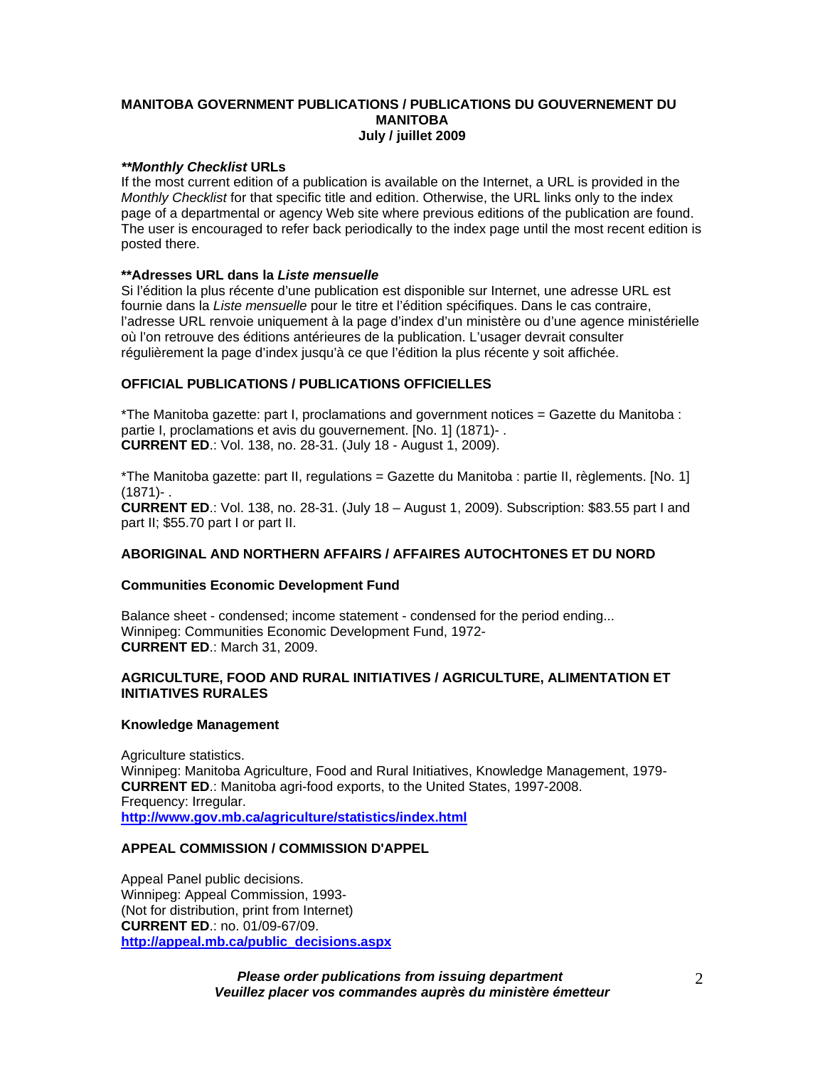# MANITOBA GOVERNMENT PUBLICATIONS / PUBLICATIONS DU GOUVERNEMENT DU MANITOBA
## July / juillet 2009

### ***Monthly Checklist* URLs**

If the most current edition of a publication is available on the Internet, a URL is provided in the *Monthly Checklist* for that specific title and edition. Otherwise, the URL links only to the index page of a departmental or agency Web site where previous editions of the publication are found. The user is encouraged to refer back periodically to the index page until the most recent edition is posted there.

### ****Adresses URL dans la *Liste mensuelle***

Si l'édition la plus récente d'une publication est disponible sur Internet, une adresse URL est fournie dans la *Liste mensuelle* pour le titre et l'édition spécifiques. Dans le cas contraire, l'adresse URL renvoie uniquement à la page d'index d'un ministère ou d'une agence ministérielle où l'on retrouve des éditions antérieures de la publication. L'usager devrait consulter régulièrement la page d'index jusqu'à ce que l'édition la plus récente y soit affichée.

## OFFICIAL PUBLICATIONS / PUBLICATIONS OFFICIELLES

*The Manitoba gazette: part I, proclamations and government notices = Gazette du Manitoba : partie I, proclamations et avis du gouvernement. [No. 1] (1871)- .
**CURRENT ED**.: Vol. 138, no. 28-31. (July 18 - August 1, 2009).

*The Manitoba gazette: part II, regulations = Gazette du Manitoba : partie II, règlements. [No. 1] (1871)- .
**CURRENT ED**.: Vol. 138, no. 28-31. (July 18 – August 1, 2009). Subscription: $83.55 part I and part II; $55.70 part I or part II.

## ABORIGINAL AND NORTHERN AFFAIRS / AFFAIRES AUTOCHTONES ET DU NORD

### Communities Economic Development Fund

Balance sheet - condensed; income statement - condensed for the period ending...
Winnipeg: Communities Economic Development Fund, 1972-
**CURRENT ED**.: March 31, 2009.

## AGRICULTURE, FOOD AND RURAL INITIATIVES / AGRICULTURE, ALIMENTATION ET INITIATIVES RURALES

### Knowledge Management

Agriculture statistics.
Winnipeg: Manitoba Agriculture, Food and Rural Initiatives, Knowledge Management, 1979-
**CURRENT ED**.: Manitoba agri-food exports, to the United States, 1997-2008.
Frequency: Irregular.
**http://www.gov.mb.ca/agriculture/statistics/index.html**

## APPEAL COMMISSION / COMMISSION D'APPEL

Appeal Panel public decisions.
Winnipeg: Appeal Commission, 1993-
(Not for distribution, print from Internet)
**CURRENT ED**.: no. 01/09-67/09.
**http://appeal.mb.ca/public_decisions.aspx**

***Please order publications from issuing department***
***Veuillez placer vos commandes auprès du ministère émetteur***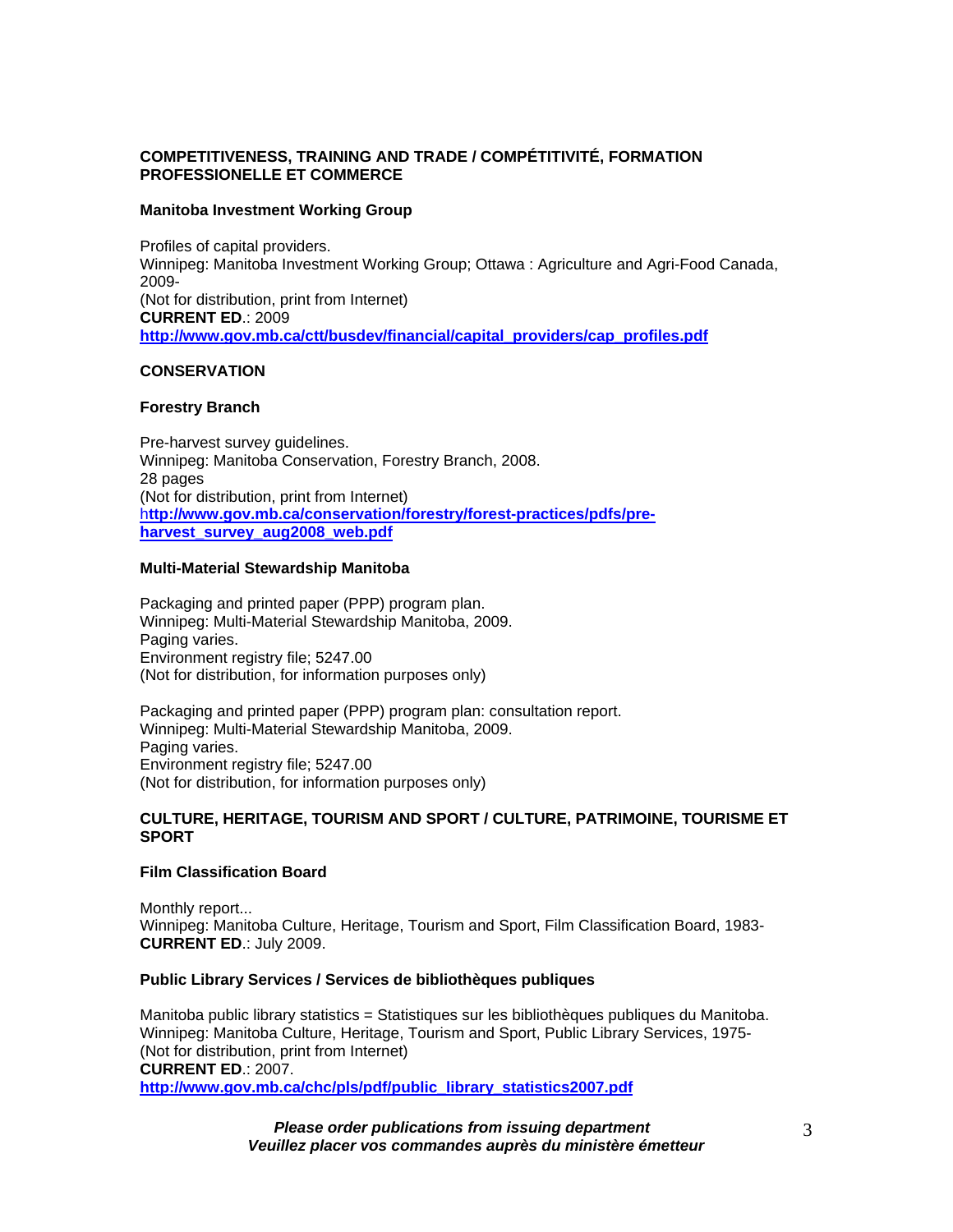## COMPETITIVENESS, TRAINING AND TRADE / COMPÉTITIVITÉ, FORMATION PROFESSIONELLE ET COMMERCE

### Manitoba Investment Working Group

Profiles of capital providers.  
Winnipeg: Manitoba Investment Working Group; Ottawa : Agriculture and Agri-Food Canada, 2009-  
(Not for distribution, print from Internet)  
**CURRENT ED**.: 2009  
**http://www.gov.mb.ca/ctt/busdev/financial/capital_providers/cap_profiles.pdf**

## CONSERVATION

### Forestry Branch

Pre-harvest survey guidelines.  
Winnipeg: Manitoba Conservation, Forestry Branch, 2008.  
28 pages  
(Not for distribution, print from Internet)  
**http://www.gov.mb.ca/conservation/forestry/forest-practices/pdfs/pre-harvest_survey_aug2008_web.pdf**

### Multi-Material Stewardship Manitoba

Packaging and printed paper (PPP) program plan.  
Winnipeg: Multi-Material Stewardship Manitoba, 2009.  
Paging varies.  
Environment registry file; 5247.00  
(Not for distribution, for information purposes only)

Packaging and printed paper (PPP) program plan: consultation report.  
Winnipeg: Multi-Material Stewardship Manitoba, 2009.  
Paging varies.  
Environment registry file; 5247.00  
(Not for distribution, for information purposes only)

## CULTURE, HERITAGE, TOURISM AND SPORT / CULTURE, PATRIMOINE, TOURISME ET SPORT

### Film Classification Board

Monthly report...  
Winnipeg: Manitoba Culture, Heritage, Tourism and Sport, Film Classification Board, 1983-  
**CURRENT ED**.: July 2009.

### Public Library Services / Services de bibliothèques publiques

Manitoba public library statistics = Statistiques sur les bibliothèques publiques du Manitoba.  
Winnipeg: Manitoba Culture, Heritage, Tourism and Sport, Public Library Services, 1975-  
(Not for distribution, print from Internet)  
**CURRENT ED**.: 2007.  
**http://www.gov.mb.ca/chc/pls/pdf/public_library_statistics2007.pdf**

***Please order publications from issuing department***  
***Veuillez placer vos commandes auprès du ministère émetteur***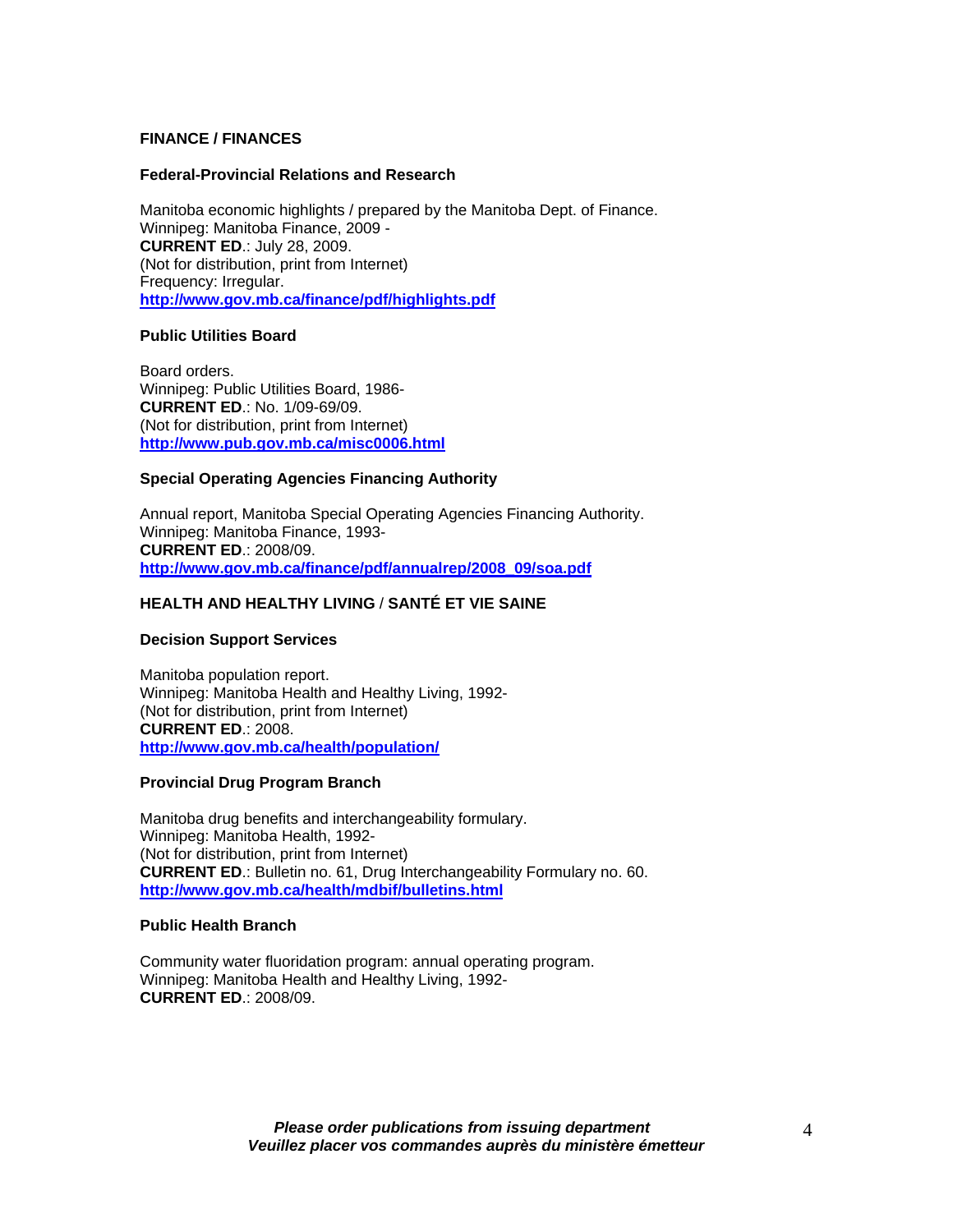## FINANCE / FINANCES

### Federal-Provincial Relations and Research

Manitoba economic highlights / prepared by the Manitoba Dept. of Finance.
Winnipeg: Manitoba Finance, 2009 -
**CURRENT ED**.: July 28, 2009.
(Not for distribution, print from Internet)
Frequency: Irregular.
**http://www.gov.mb.ca/finance/pdf/highlights.pdf**

### Public Utilities Board

Board orders.
Winnipeg: Public Utilities Board, 1986-
**CURRENT ED**.: No. 1/09-69/09.
(Not for distribution, print from Internet)
**http://www.pub.gov.mb.ca/misc0006.html**

### Special Operating Agencies Financing Authority

Annual report, Manitoba Special Operating Agencies Financing Authority.
Winnipeg: Manitoba Finance, 1993-
**CURRENT ED**.: 2008/09.
**http://www.gov.mb.ca/finance/pdf/annualrep/2008_09/soa.pdf**

## HEALTH AND HEALTHY LIVING / SANTÉ ET VIE SAINE

### Decision Support Services

Manitoba population report.
Winnipeg: Manitoba Health and Healthy Living, 1992-
(Not for distribution, print from Internet)
**CURRENT ED**.: 2008.
**http://www.gov.mb.ca/health/population/**

### Provincial Drug Program Branch

Manitoba drug benefits and interchangeability formulary.
Winnipeg: Manitoba Health, 1992-
(Not for distribution, print from Internet)
**CURRENT ED**.: Bulletin no. 61, Drug Interchangeability Formulary no. 60.
**http://www.gov.mb.ca/health/mdbif/bulletins.html**

### Public Health Branch

Community water fluoridation program: annual operating program.
Winnipeg: Manitoba Health and Healthy Living, 1992-
**CURRENT ED**.: 2008/09.

***Please order publications from issuing department***
***Veuillez placer vos commandes auprès du ministère émetteur***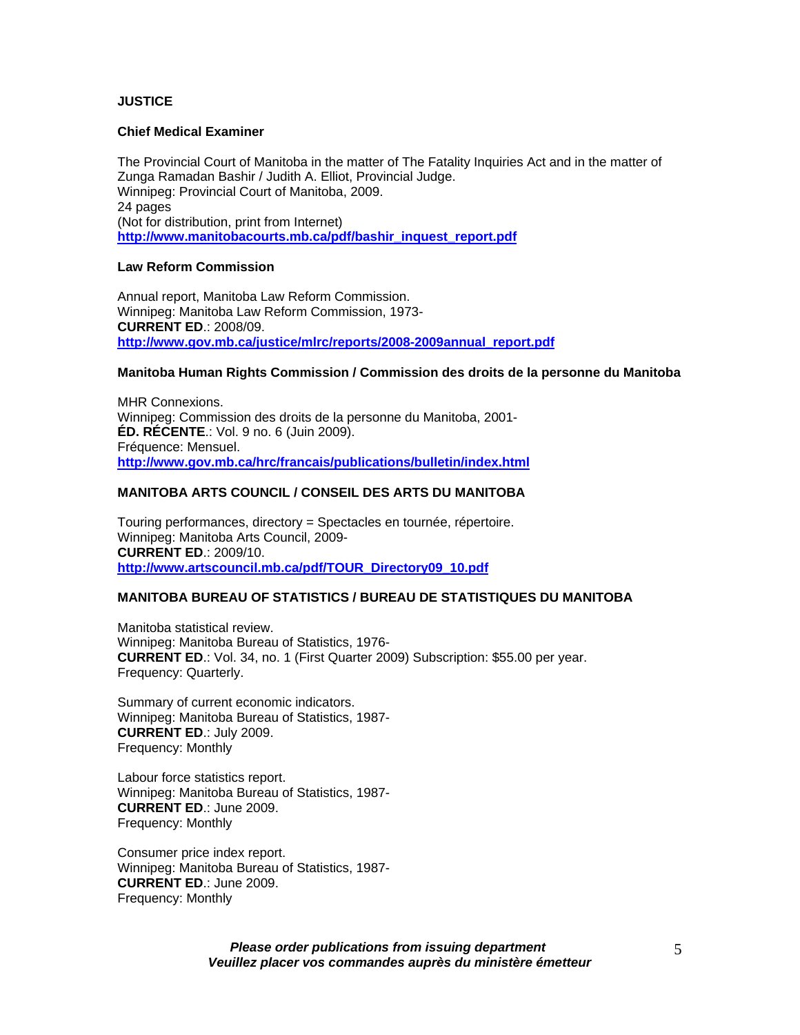**JUSTICE**

**Chief Medical Examiner**

The Provincial Court of Manitoba in the matter of The Fatality Inquiries Act and in the matter of Zunga Ramadan Bashir / Judith A. Elliot, Provincial Judge.
Winnipeg: Provincial Court of Manitoba, 2009.
24 pages
(Not for distribution, print from Internet)
**http://www.manitobacourts.mb.ca/pdf/bashir_inquest_report.pdf**

**Law Reform Commission**

Annual report, Manitoba Law Reform Commission.
Winnipeg: Manitoba Law Reform Commission, 1973-
**CURRENT ED**.: 2008/09.
**http://www.gov.mb.ca/justice/mlrc/reports/2008-2009annual_report.pdf**

**Manitoba Human Rights Commission / Commission des droits de la personne du Manitoba**

MHR Connexions.
Winnipeg: Commission des droits de la personne du Manitoba, 2001-
**ÉD. RÉCENTE**.: Vol. 9 no. 6 (Juin 2009).
Fréquence: Mensuel.
**http://www.gov.mb.ca/hrc/francais/publications/bulletin/index.html**

**MANITOBA ARTS COUNCIL / CONSEIL DES ARTS DU MANITOBA**

Touring performances, directory = Spectacles en tournée, répertoire.
Winnipeg: Manitoba Arts Council, 2009-
**CURRENT ED**.: 2009/10.
**http://www.artscouncil.mb.ca/pdf/TOUR_Directory09_10.pdf**

**MANITOBA BUREAU OF STATISTICS / BUREAU DE STATISTIQUES DU MANITOBA**

Manitoba statistical review.
Winnipeg: Manitoba Bureau of Statistics, 1976-
**CURRENT ED**.: Vol. 34, no. 1 (First Quarter 2009) Subscription: $55.00 per year.
Frequency: Quarterly.

Summary of current economic indicators.
Winnipeg: Manitoba Bureau of Statistics, 1987-
**CURRENT ED**.: July 2009.
Frequency: Monthly

Labour force statistics report.
Winnipeg: Manitoba Bureau of Statistics, 1987-
**CURRENT ED**.: June 2009.
Frequency: Monthly

Consumer price index report.
Winnipeg: Manitoba Bureau of Statistics, 1987-
**CURRENT ED**.: June 2009.
Frequency: Monthly

***Please order publications from issuing department***
***Veuillez placer vos commandes auprès du ministère émetteur***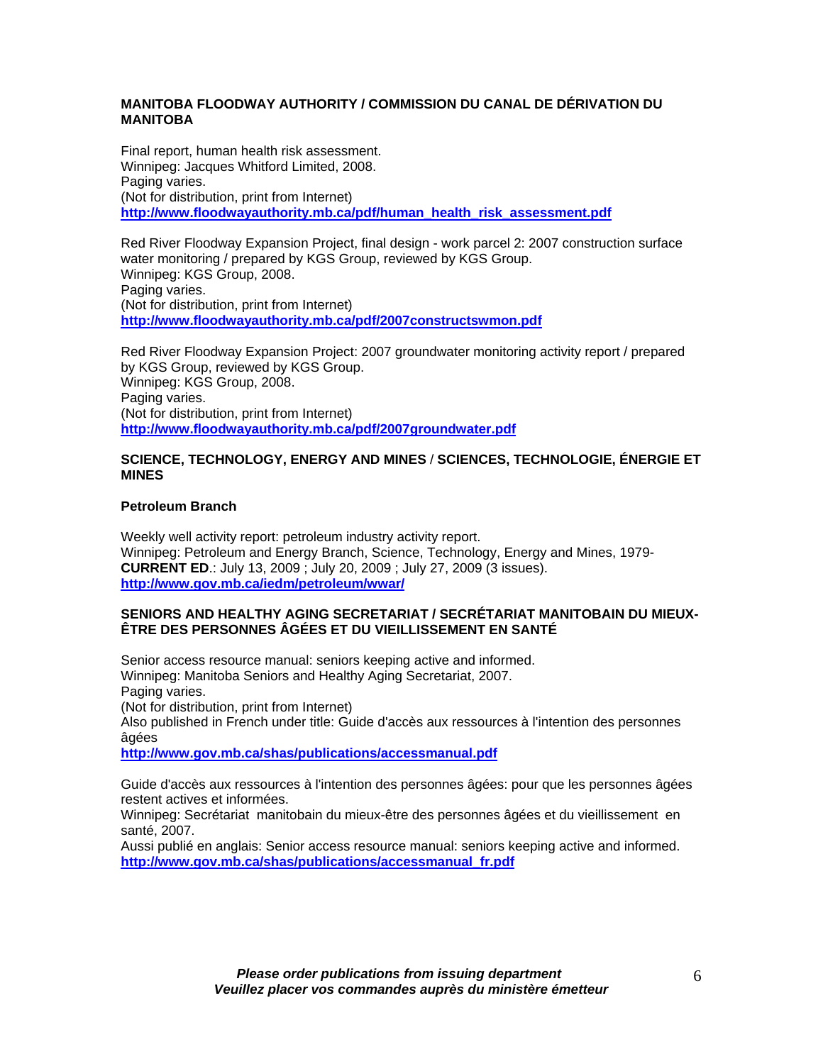## MANITOBA FLOODWAY AUTHORITY / COMMISSION DU CANAL DE DÉRIVATION DU MANITOBA

Final report, human health risk assessment.
Winnipeg: Jacques Whitford Limited, 2008.
Paging varies.
(Not for distribution, print from Internet)
**http://www.floodwayauthority.mb.ca/pdf/human_health_risk_assessment.pdf**

Red River Floodway Expansion Project, final design - work parcel 2: 2007 construction surface water monitoring / prepared by KGS Group, reviewed by KGS Group.
Winnipeg: KGS Group, 2008.
Paging varies.
(Not for distribution, print from Internet)
**http://www.floodwayauthority.mb.ca/pdf/2007constructswmon.pdf**

Red River Floodway Expansion Project: 2007 groundwater monitoring activity report / prepared by KGS Group, reviewed by KGS Group.
Winnipeg: KGS Group, 2008.
Paging varies.
(Not for distribution, print from Internet)
**http://www.floodwayauthority.mb.ca/pdf/2007groundwater.pdf**

## SCIENCE, TECHNOLOGY, ENERGY AND MINES / SCIENCES, TECHNOLOGIE, ÉNERGIE ET MINES

### Petroleum Branch

Weekly well activity report: petroleum industry activity report.
Winnipeg: Petroleum and Energy Branch, Science, Technology, Energy and Mines, 1979-
**CURRENT ED**.: July 13, 2009 ; July 20, 2009 ; July 27, 2009 (3 issues).
**http://www.gov.mb.ca/iedm/petroleum/wwar/**

## SENIORS AND HEALTHY AGING SECRETARIAT / SECRÉTARIAT MANITOBAIN DU MIEUX-ÊTRE DES PERSONNES ÂGÉES ET DU VIEILLISSEMENT EN SANTÉ

Senior access resource manual: seniors keeping active and informed.
Winnipeg: Manitoba Seniors and Healthy Aging Secretariat, 2007.
Paging varies.
(Not for distribution, print from Internet)
Also published in French under title: Guide d'accès aux ressources à l'intention des personnes âgées
**http://www.gov.mb.ca/shas/publications/accessmanual.pdf**

Guide d'accès aux ressources à l'intention des personnes âgées: pour que les personnes âgées restent actives et informées.
Winnipeg: Secrétariat manitobain du mieux-être des personnes âgées et du vieillissement en santé, 2007.
Aussi publié en anglais: Senior access resource manual: seniors keeping active and informed.
**http://www.gov.mb.ca/shas/publications/accessmanual_fr.pdf**

***Please order publications from issuing department***
***Veuillez placer vos commandes auprès du ministère émetteur***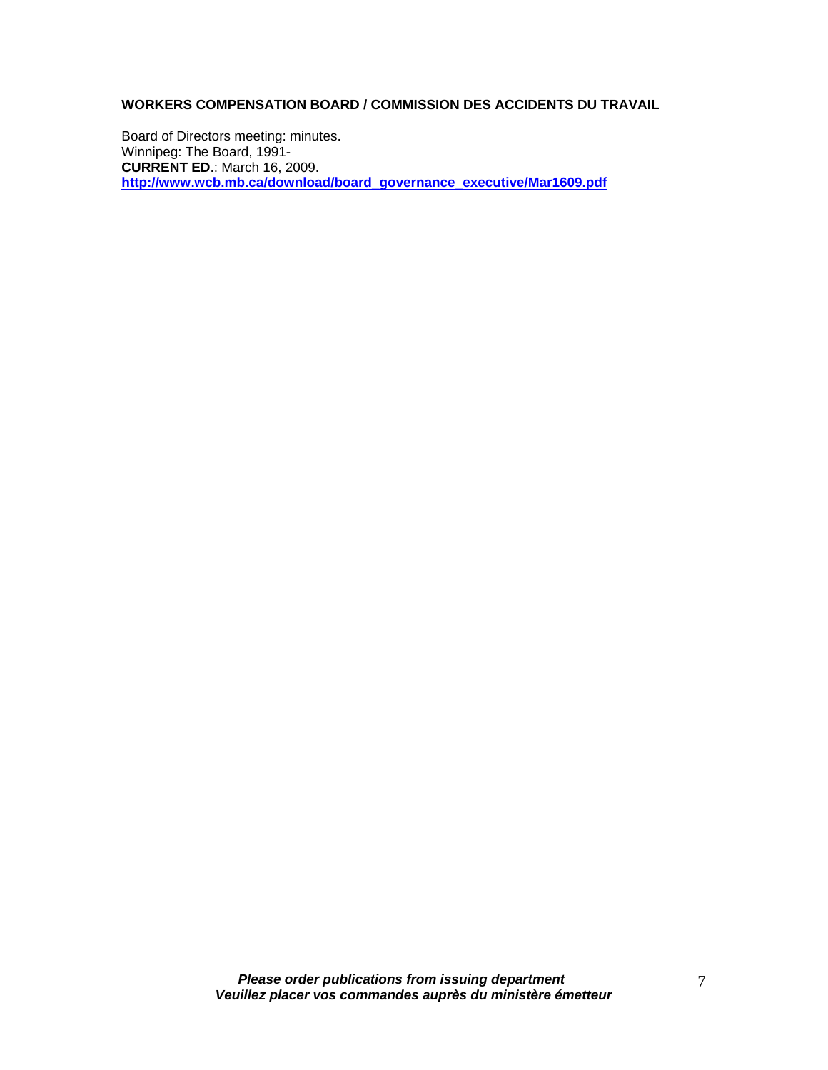**WORKERS COMPENSATION BOARD / COMMISSION DES ACCIDENTS DU TRAVAIL**

Board of Directors meeting: minutes.
Winnipeg: The Board, 1991-
**CURRENT ED**.: March 16, 2009.
**http://www.wcb.mb.ca/download/board_governance_executive/Mar1609.pdf**